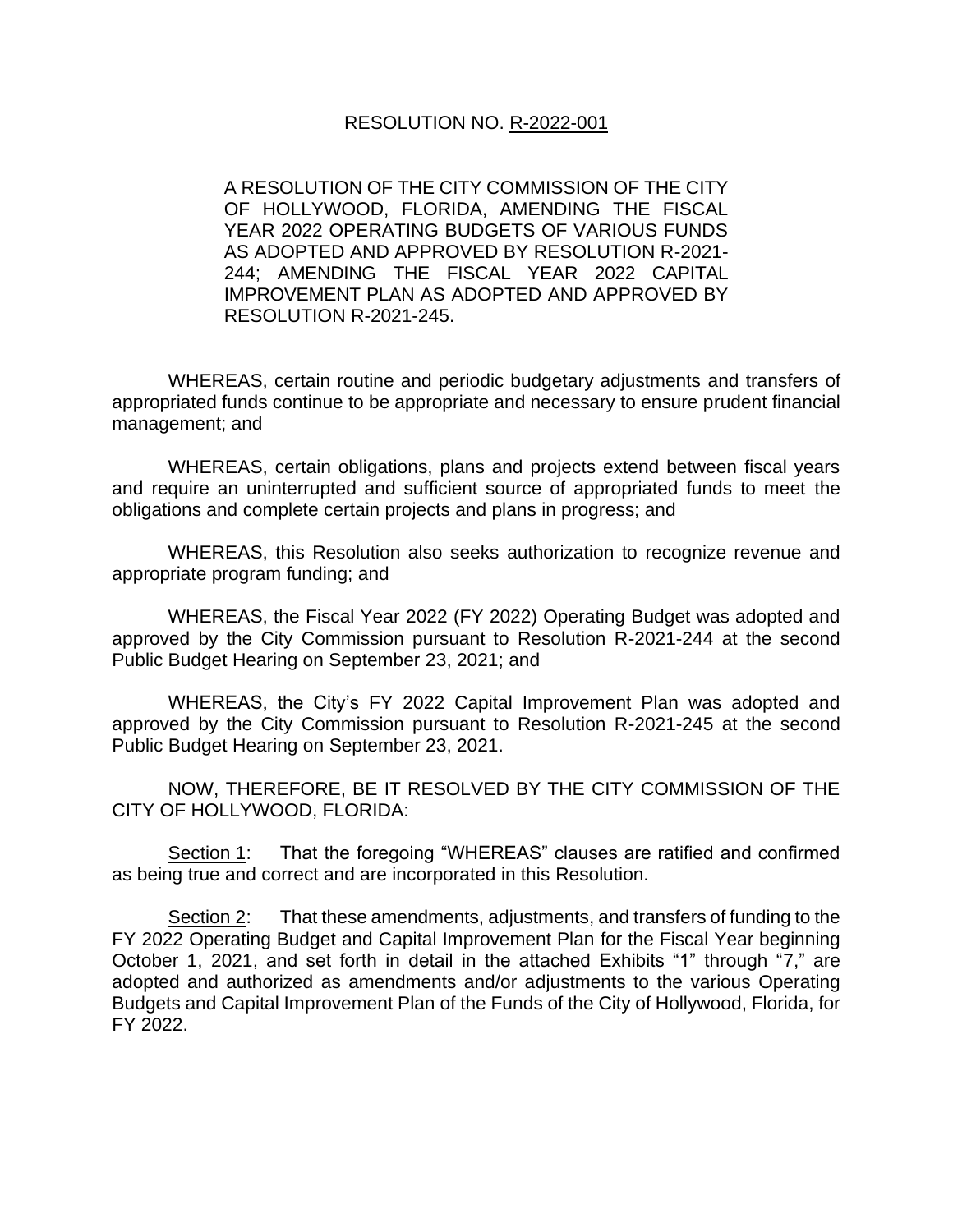RESOLUTION NO. R-2022-001

A RESOLUTION OF THE CITY COMMISSION OF THE CITY OF HOLLYWOOD, FLORIDA, AMENDING THE FISCAL YEAR 2022 OPERATING BUDGETS OF VARIOUS FUNDS AS ADOPTED AND APPROVED BY RESOLUTION R-2021-244; AMENDING THE FISCAL YEAR 2022 CAPITAL IMPROVEMENT PLAN AS ADOPTED AND APPROVED BY RESOLUTION R-2021-245.

WHEREAS, certain routine and periodic budgetary adjustments and transfers of appropriated funds continue to be appropriate and necessary to ensure prudent financial management; and

WHEREAS, certain obligations, plans and projects extend between fiscal years and require an uninterrupted and sufficient source of appropriated funds to meet the obligations and complete certain projects and plans in progress; and

WHEREAS, this Resolution also seeks authorization to recognize revenue and appropriate program funding; and

WHEREAS, the Fiscal Year 2022 (FY 2022) Operating Budget was adopted and approved by the City Commission pursuant to Resolution R-2021-244 at the second Public Budget Hearing on September 23, 2021; and

WHEREAS, the City's FY 2022 Capital Improvement Plan was adopted and approved by the City Commission pursuant to Resolution R-2021-245 at the second Public Budget Hearing on September 23, 2021.

NOW, THEREFORE, BE IT RESOLVED BY THE CITY COMMISSION OF THE CITY OF HOLLYWOOD, FLORIDA:

Section 1: That the foregoing "WHEREAS" clauses are ratified and confirmed as being true and correct and are incorporated in this Resolution.

Section 2: That these amendments, adjustments, and transfers of funding to the FY 2022 Operating Budget and Capital Improvement Plan for the Fiscal Year beginning October 1, 2021, and set forth in detail in the attached Exhibits "1" through "7," are adopted and authorized as amendments and/or adjustments to the various Operating Budgets and Capital Improvement Plan of the Funds of the City of Hollywood, Florida, for FY 2022.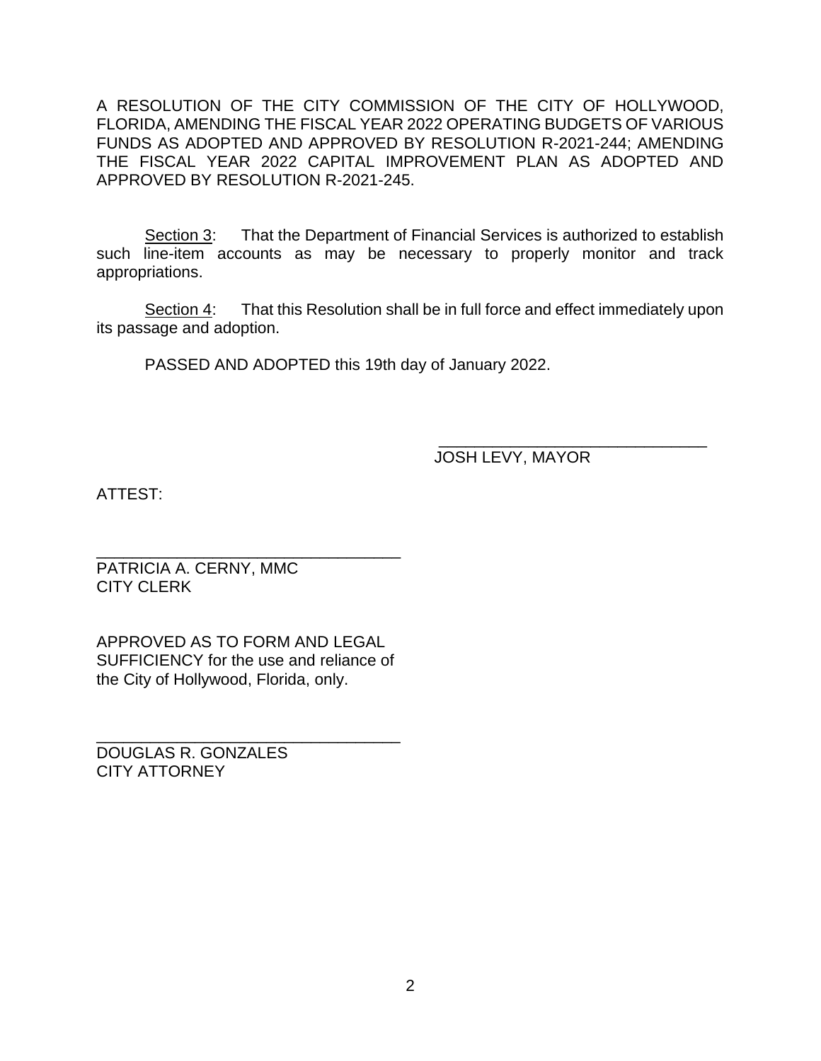A RESOLUTION OF THE CITY COMMISSION OF THE CITY OF HOLLYWOOD, FLORIDA, AMENDING THE FISCAL YEAR 2022 OPERATING BUDGETS OF VARIOUS FUNDS AS ADOPTED AND APPROVED BY RESOLUTION R-2021-244; AMENDING THE FISCAL YEAR 2022 CAPITAL IMPROVEMENT PLAN AS ADOPTED AND APPROVED BY RESOLUTION R-2021-245.

Section 3: That the Department of Financial Services is authorized to establish such line-item accounts as may be necessary to properly monitor and track appropriations.

Section 4: That this Resolution shall be in full force and effect immediately upon its passage and adoption.

PASSED AND ADOPTED this 19th day of January 2022.

\_\_\_\_\_\_\_\_\_\_\_\_\_\_\_\_\_\_\_\_\_\_\_\_\_\_\_\_\_\_\_\_
JOSH LEVY, MAYOR

ATTEST:

\_\_\_\_\_\_\_\_\_\_\_\_\_\_\_\_\_\_\_\_\_\_\_\_\_\_\_\_\_\_\_\_
PATRICIA A. CERNY, MMC
CITY CLERK

APPROVED AS TO FORM AND LEGAL SUFFICIENCY for the use and reliance of the City of Hollywood, Florida, only.

\_\_\_\_\_\_\_\_\_\_\_\_\_\_\_\_\_\_\_\_\_\_\_\_\_\_\_\_\_\_\_\_
DOUGLAS R. GONZALES
CITY ATTORNEY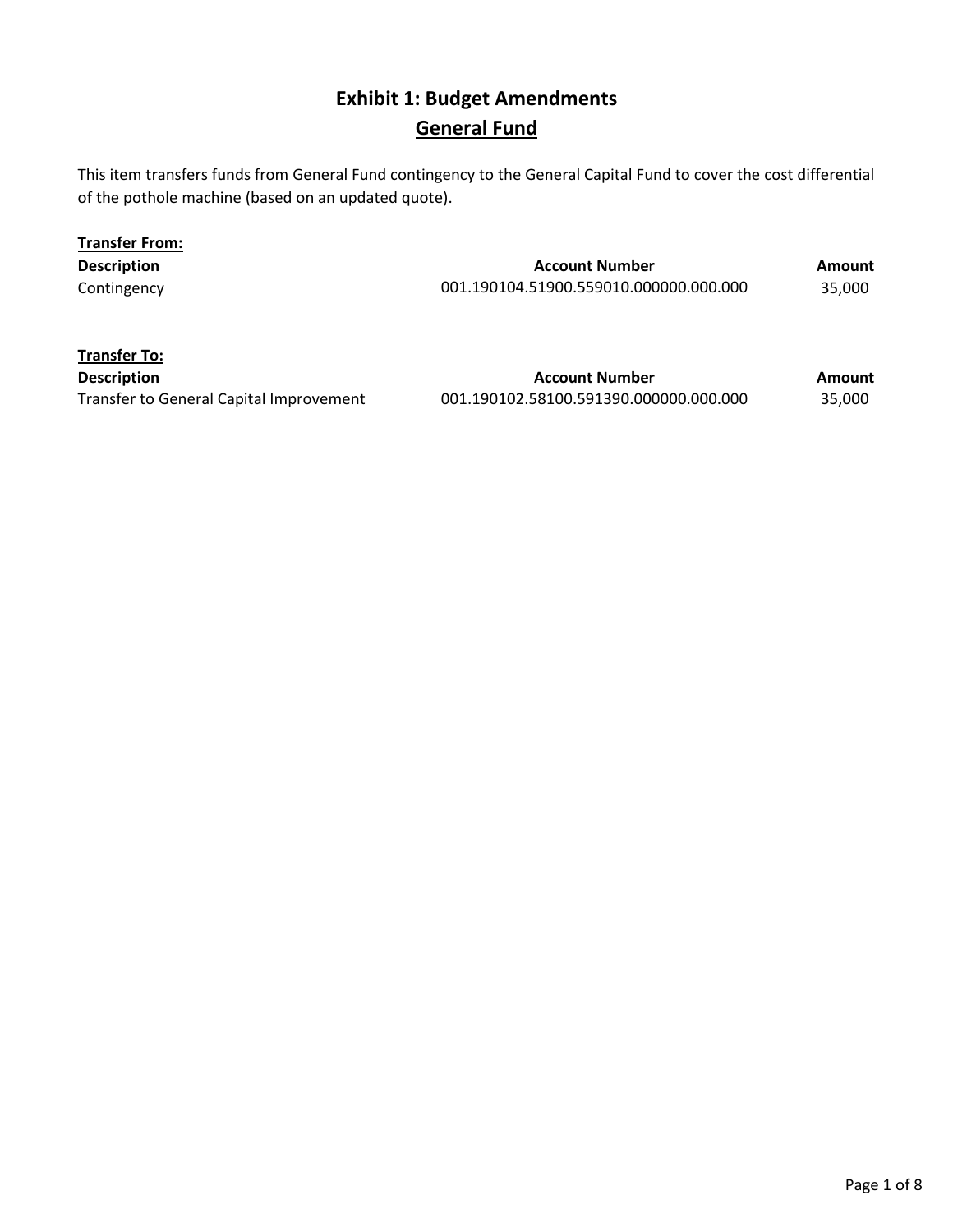# Exhibit 1: Budget Amendments

## General Fund

This item transfers funds from General Fund contingency to the General Capital Fund to cover the cost differential of the pothole machine (based on an updated quote).

**Transfer From:**

| Description | Account Number | Amount |
|---|---|---|
| Contingency | 001.190104.51900.559010.000000.000.000 | 35,000 |

**Transfer To:**

| Description | Account Number | Amount |
|---|---|---|
| Transfer to General Capital Improvement | 001.190102.58100.591390.000000.000.000 | 35,000 |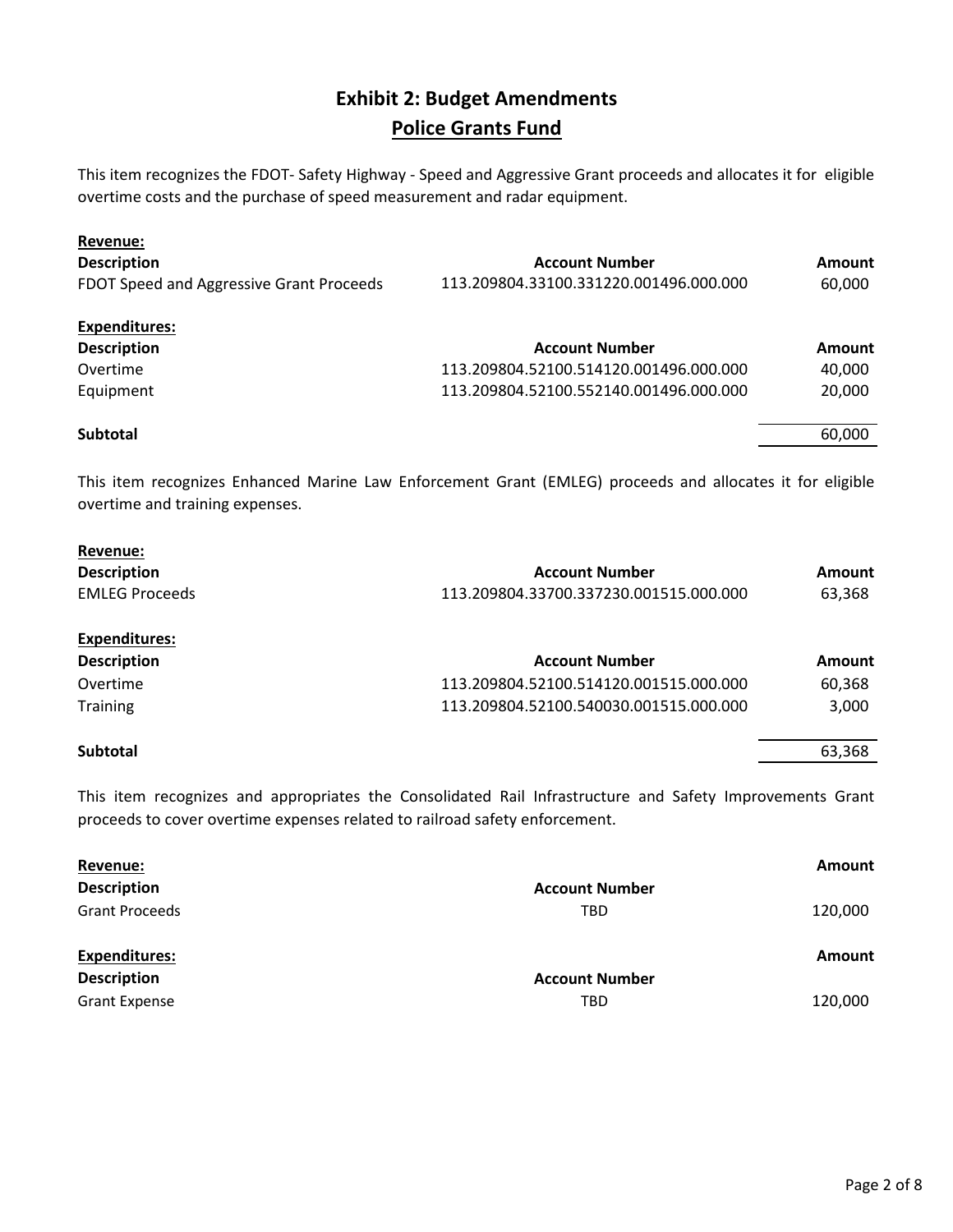# Exhibit 2: Budget Amendments

## Police Grants Fund

This item recognizes the FDOT- Safety Highway - Speed and Aggressive Grant proceeds and allocates it for eligible overtime costs and the purchase of speed measurement and radar equipment.

**Revenue:**

| Description | Account Number | Amount |
|---|---|---|
| FDOT Speed and Aggressive Grant Proceeds | 113.209804.33100.331220.001496.000.000 | 60,000 |

**Expenditures:**

| Description | Account Number | Amount |
|---|---|---|
| Overtime | 113.209804.52100.514120.001496.000.000 | 40,000 |
| Equipment | 113.209804.52100.552140.001496.000.000 | 20,000 |
| **Subtotal** | | 60,000 |

This item recognizes Enhanced Marine Law Enforcement Grant (EMLEG) proceeds and allocates it for eligible overtime and training expenses.

**Revenue:**

| Description | Account Number | Amount |
|---|---|---|
| EMLEG Proceeds | 113.209804.33700.337230.001515.000.000 | 63,368 |

**Expenditures:**

| Description | Account Number | Amount |
|---|---|---|
| Overtime | 113.209804.52100.514120.001515.000.000 | 60,368 |
| Training | 113.209804.52100.540030.001515.000.000 | 3,000 |
| **Subtotal** | | 63,368 |

This item recognizes and appropriates the Consolidated Rail Infrastructure and Safety Improvements Grant proceeds to cover overtime expenses related to railroad safety enforcement.

**Revenue:**

| Description | Account Number | Amount |
|---|---|---|
| Grant Proceeds | TBD | 120,000 |

**Expenditures:**

| Description | Account Number | Amount |
|---|---|---|
| Grant Expense | TBD | 120,000 |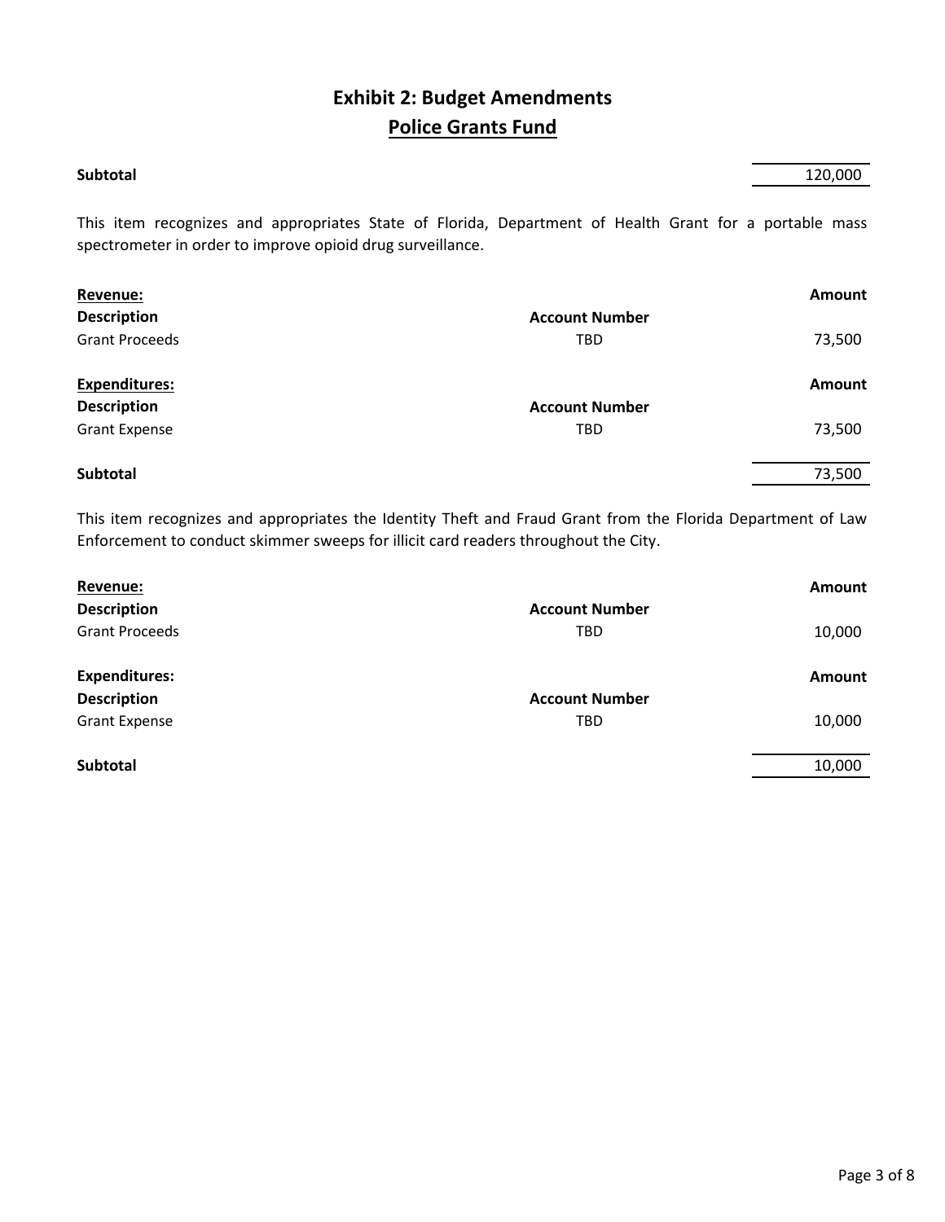# Exhibit 2: Budget Amendments

## Police Grants Fund

| **Subtotal** | | 120,000 |
|---|---|---|

This item recognizes and appropriates State of Florida, Department of Health Grant for a portable mass spectrometer in order to improve opioid drug surveillance.

| **Revenue:** | | **Amount** |
|---|---|---|
| **Description** | **Account Number** | |
| Grant Proceeds | TBD | 73,500 |
| **Expenditures:** | | **Amount** |
| **Description** | **Account Number** | |
| Grant Expense | TBD | 73,500 |
| **Subtotal** | | 73,500 |

This item recognizes and appropriates the Identity Theft and Fraud Grant from the Florida Department of Law Enforcement to conduct skimmer sweeps for illicit card readers throughout the City.

| **Revenue:** | | **Amount** |
|---|---|---|
| **Description** | **Account Number** | |
| Grant Proceeds | TBD | 10,000 |
| **Expenditures:** | | **Amount** |
| **Description** | **Account Number** | |
| Grant Expense | TBD | 10,000 |
| **Subtotal** | | 10,000 |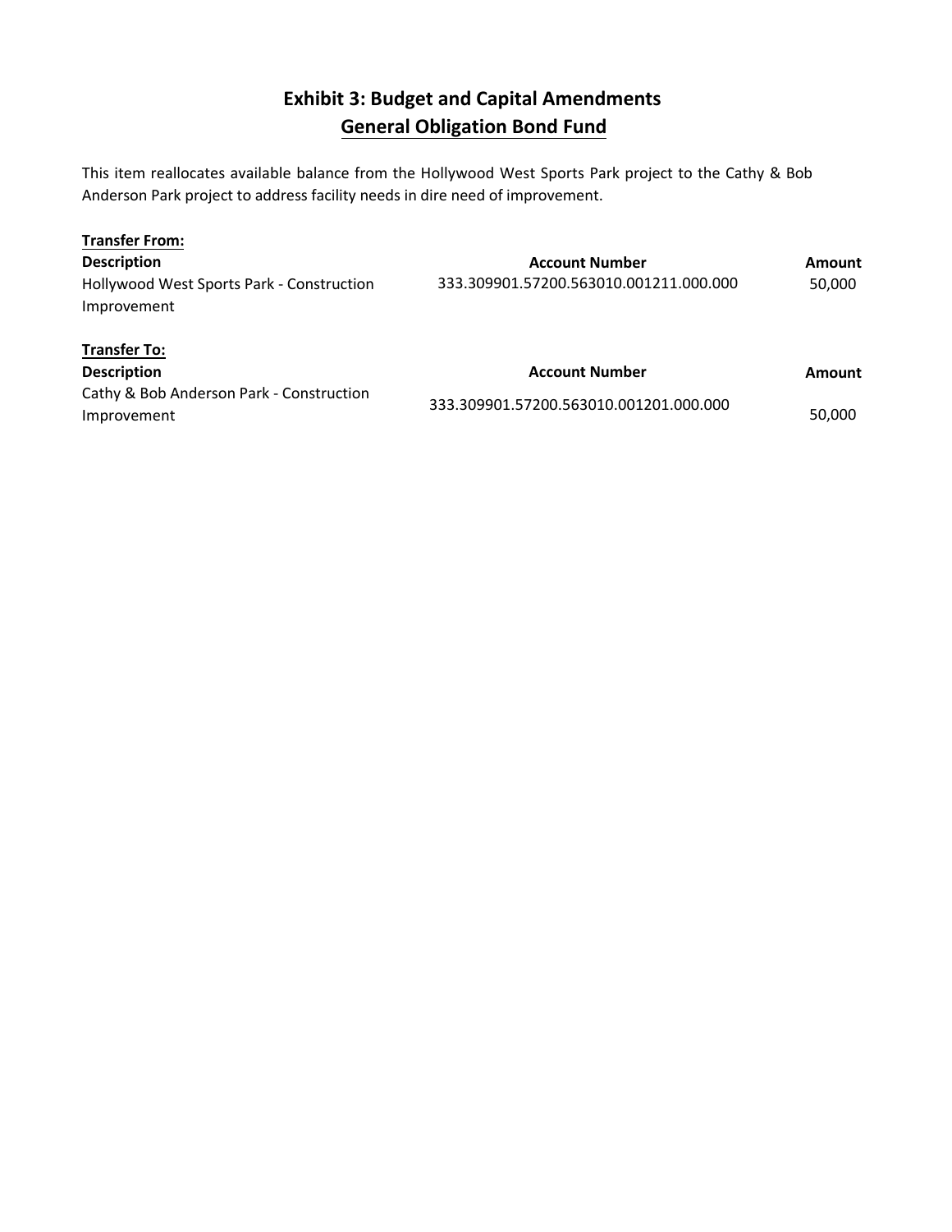# Exhibit 3: Budget and Capital Amendments

## General Obligation Bond Fund

This item reallocates available balance from the Hollywood West Sports Park project to the Cathy & Bob Anderson Park project to address facility needs in dire need of improvement.

**Transfer From:**

| Description | Account Number | Amount |
|---|---|---|
| Hollywood West Sports Park - Construction Improvement | 333.309901.57200.563010.001211.000.000 | 50,000 |

**Transfer To:**

| Description | Account Number | Amount |
|---|---|---|
| Cathy & Bob Anderson Park - Construction Improvement | 333.309901.57200.563010.001201.000.000 | 50,000 |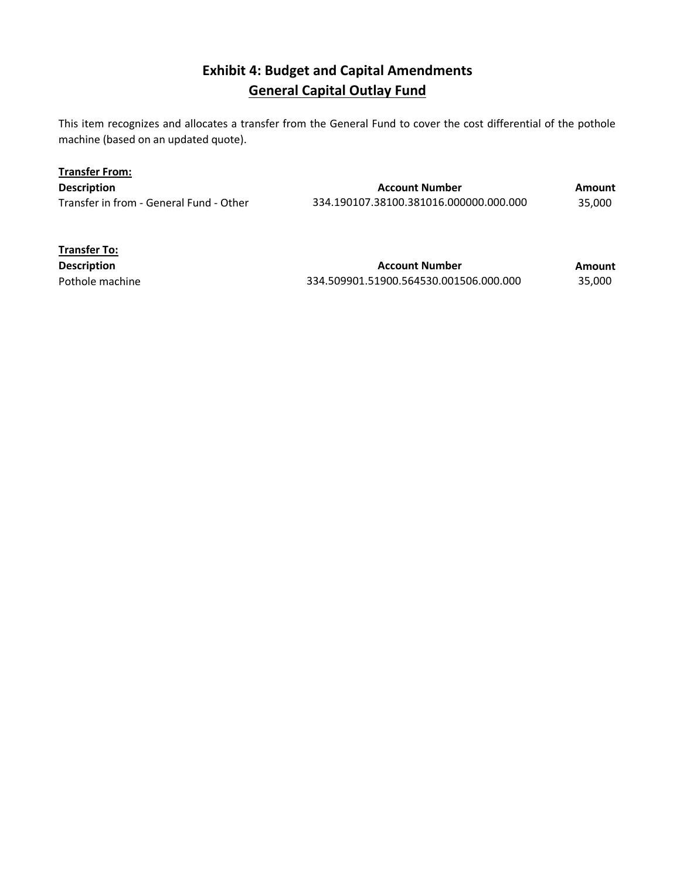# Exhibit 4: Budget and Capital Amendments

## General Capital Outlay Fund

This item recognizes and allocates a transfer from the General Fund to cover the cost differential of the pothole machine (based on an updated quote).

**Transfer From:**

| Description | Account Number | Amount |
|---|---|---|
| Transfer in from - General Fund - Other | 334.190107.38100.381016.000000.000.000 | 35,000 |

**Transfer To:**

| Description | Account Number | Amount |
|---|---|---|
| Pothole machine | 334.509901.51900.564530.001506.000.000 | 35,000 |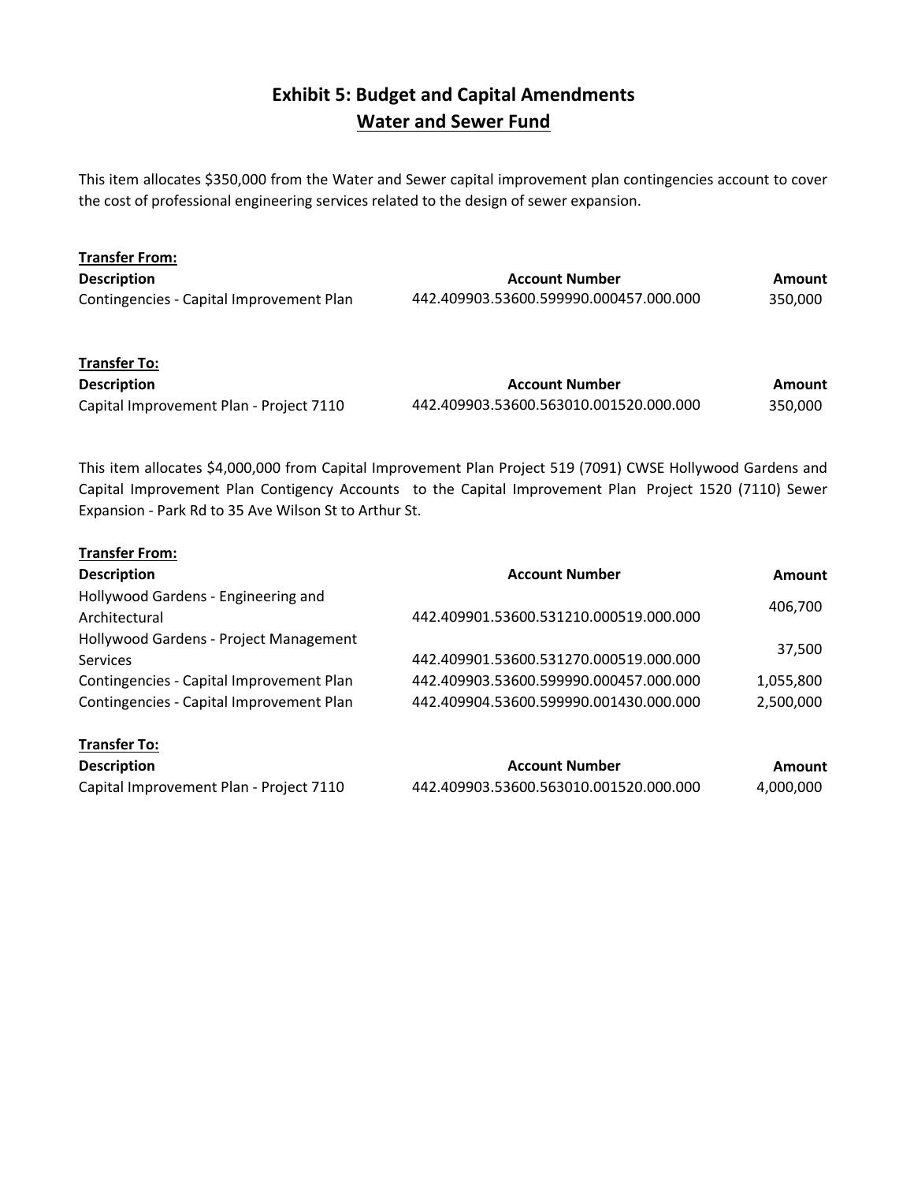# Exhibit 5: Budget and Capital Amendments

## Water and Sewer Fund

This item allocates $350,000 from the Water and Sewer capital improvement plan contingencies account to cover the cost of professional engineering services related to the design of sewer expansion.

**Transfer From:**

| Description | Account Number | Amount |
|---|---|---|
| Contingencies - Capital Improvement Plan | 442.409903.53600.599990.000457.000.000 | 350,000 |

**Transfer To:**

| Description | Account Number | Amount |
|---|---|---|
| Capital Improvement Plan - Project 7110 | 442.409903.53600.563010.001520.000.000 | 350,000 |

This item allocates $4,000,000 from Capital Improvement Plan Project 519 (7091) CWSE Hollywood Gardens and Capital Improvement Plan Contigency Accounts to the Capital Improvement Plan Project 1520 (7110) Sewer Expansion - Park Rd to 35 Ave Wilson St to Arthur St.

**Transfer From:**

| Description | Account Number | Amount |
|---|---|---|
| Hollywood Gardens - Engineering and Architectural | 442.409901.53600.531210.000519.000.000 | 406,700 |
| Hollywood Gardens - Project Management Services | 442.409901.53600.531270.000519.000.000 | 37,500 |
| Contingencies - Capital Improvement Plan | 442.409903.53600.599990.000457.000.000 | 1,055,800 |
| Contingencies - Capital Improvement Plan | 442.409904.53600.599990.001430.000.000 | 2,500,000 |

**Transfer To:**

| Description | Account Number | Amount |
|---|---|---|
| Capital Improvement Plan - Project 7110 | 442.409903.53600.563010.001520.000.000 | 4,000,000 |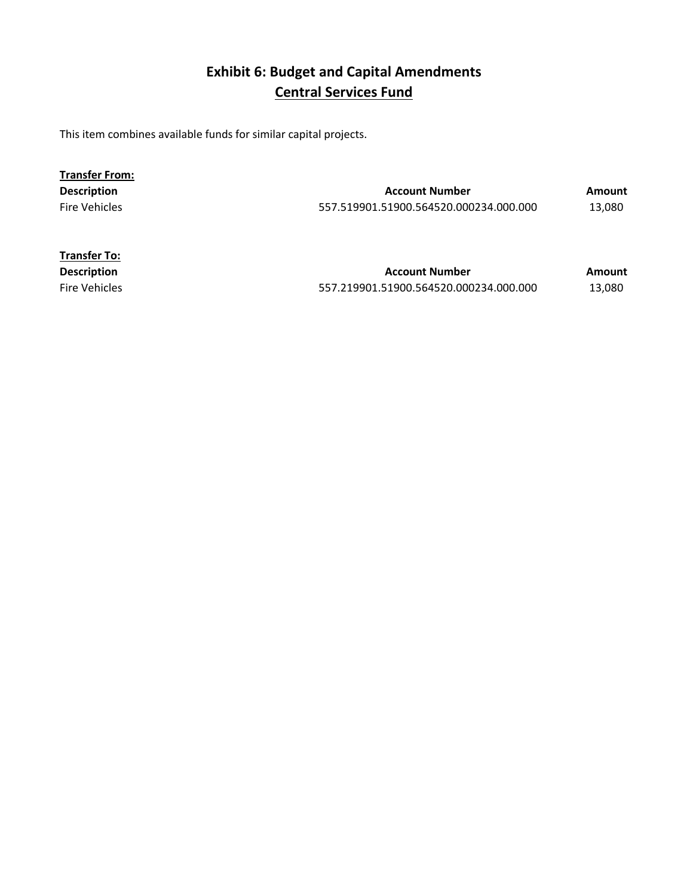# Exhibit 6: Budget and Capital Amendments

## Central Services Fund

This item combines available funds for similar capital projects.

**Transfer From:**

| Description | Account Number | Amount |
|---|---|---|
| Fire Vehicles | 557.519901.51900.564520.000234.000.000 | 13,080 |

**Transfer To:**

| Description | Account Number | Amount |
|---|---|---|
| Fire Vehicles | 557.219901.51900.564520.000234.000.000 | 13,080 |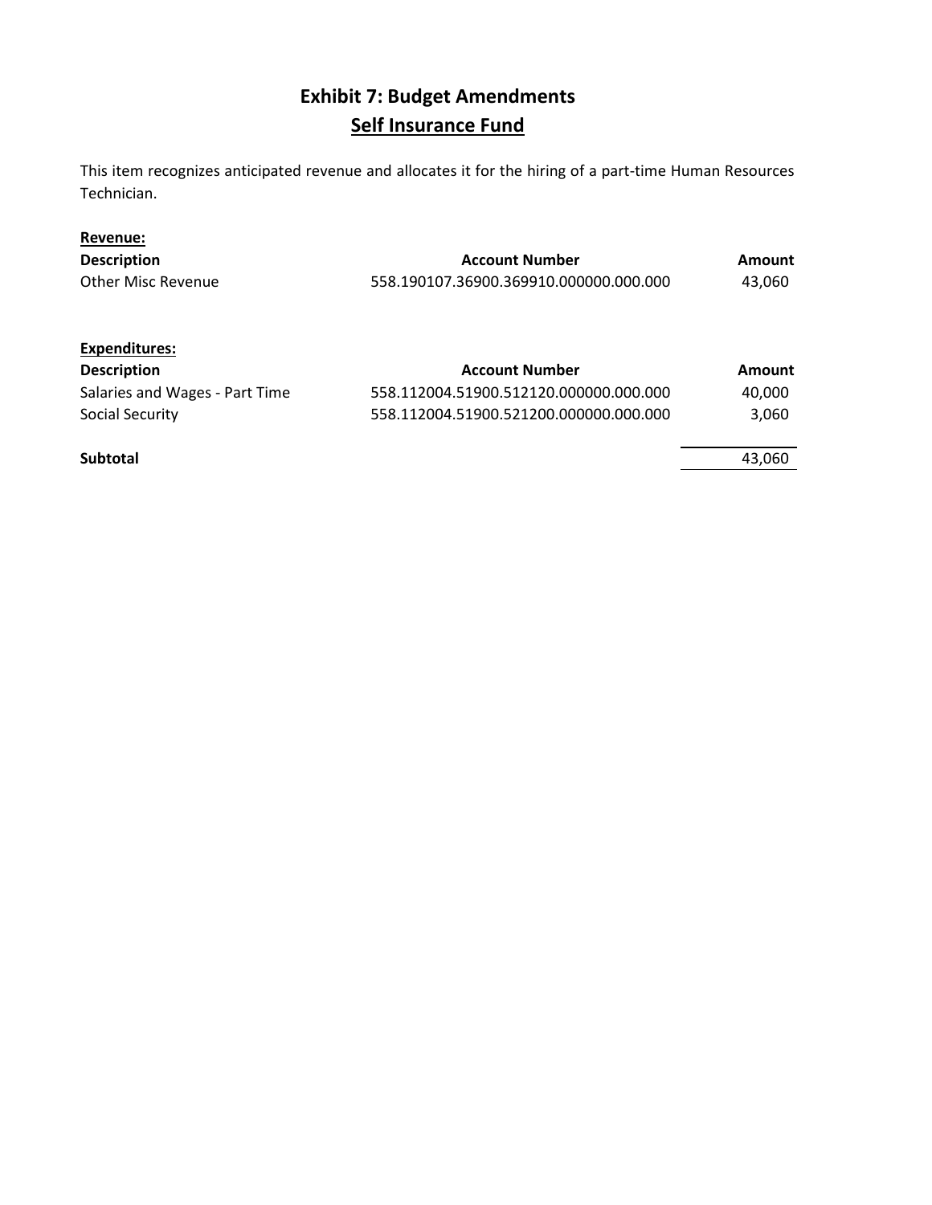# Exhibit 7: Budget Amendments

## Self Insurance Fund

This item recognizes anticipated revenue and allocates it for the hiring of a part-time Human Resources Technician.

**Revenue:**

| Description | Account Number | Amount |
|---|---|---|
| Other Misc Revenue | 558.190107.36900.369910.000000.000.000 | 43,060 |

**Expenditures:**

| Description | Account Number | Amount |
|---|---|---|
| Salaries and Wages - Part Time | 558.112004.51900.512120.000000.000.000 | 40,000 |
| Social Security | 558.112004.51900.521200.000000.000.000 | 3,060 |
| **Subtotal** | | 43,060 |